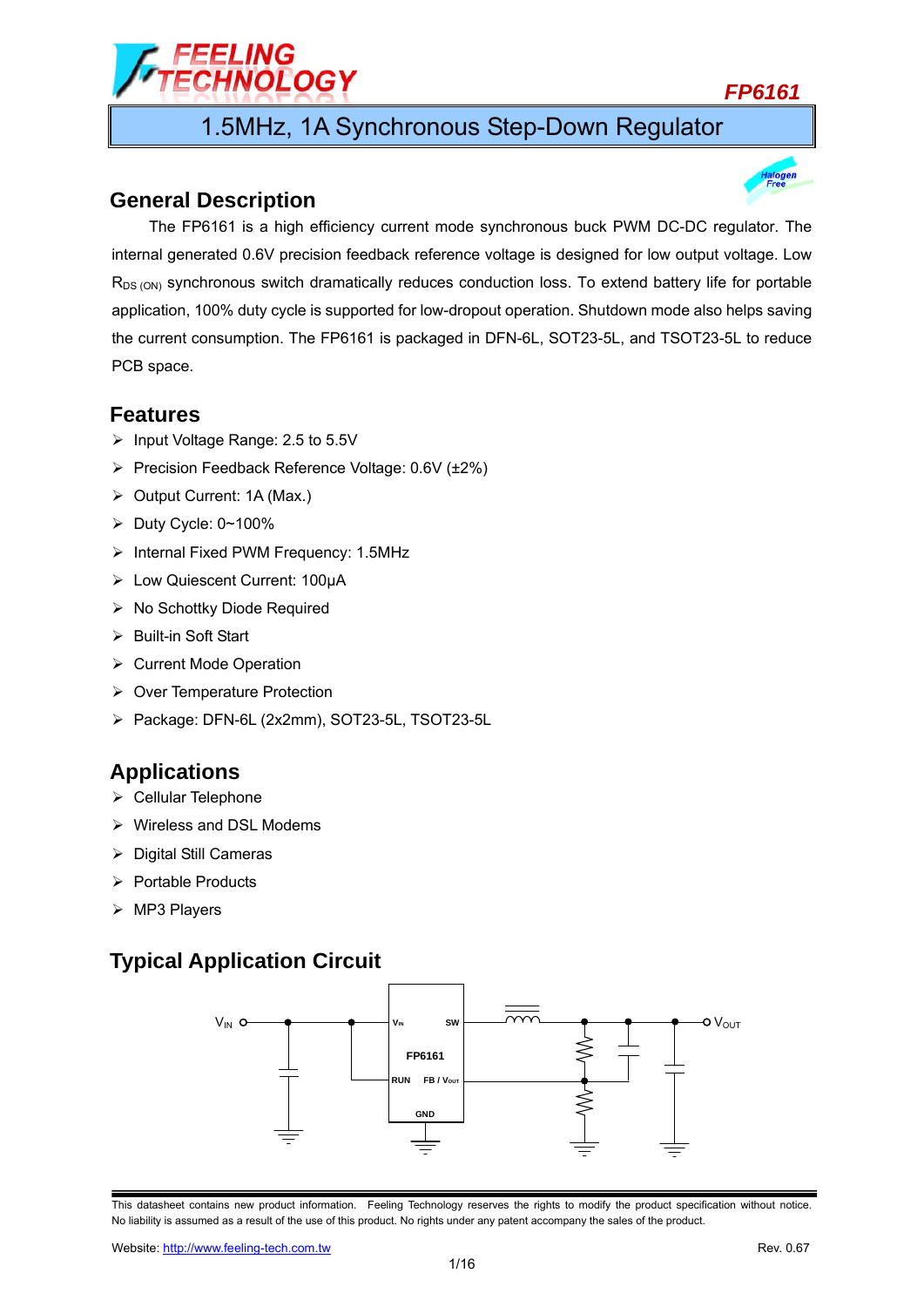# 1.5MHz, 1A Synchronous Step-Down Regulator

## General Description

The FP6161 is a high efficiency current mode synchronous buck PWM DC-DC regulator. The internal generated 0.6V precision feedback reference voltage is designed for low output voltage. Low $R_{DS(ON)}$ synchronous switch dramatically reduces conduction loss. To extend battery life for portable application, 100% duty cycle is supported for low-dropout operation. Shutdown mode also helps saving the current consumption. The FP6161 is packaged in DFN-6L, SOT23-5L, and TSOT23-5L to reduce PCB space.

## Features

- Input Voltage Range: 2.5 to 5.5V
- Precision Feedback Reference Voltage: 0.6V (±2%)
- Output Current: 1A (Max.)
- Duty Cycle: 0~100%
- Internal Fixed PWM Frequency: 1.5MHz
- Low Quiescent Current: 100μA
- No Schottky Diode Required
- Built-in Soft Start
- Current Mode Operation
- Over Temperature Protection
- Package: DFN-6L (2x2mm), SOT23-5L, TSOT23-5L

## Applications

- Cellular Telephone
- Wireless and DSL Modems
- Digital Still Cameras
- Portable Products
- MP3 Players

## Typical Application Circuit

This datasheet contains new product information. Feeling Technology reserves the rights to modify the product specification without notice. No liability is assumed as a result of the use of this product. No rights under any patent accompany the sales of the product.

Website: http://www.feeling-tech.com.tw

Rev. 0.67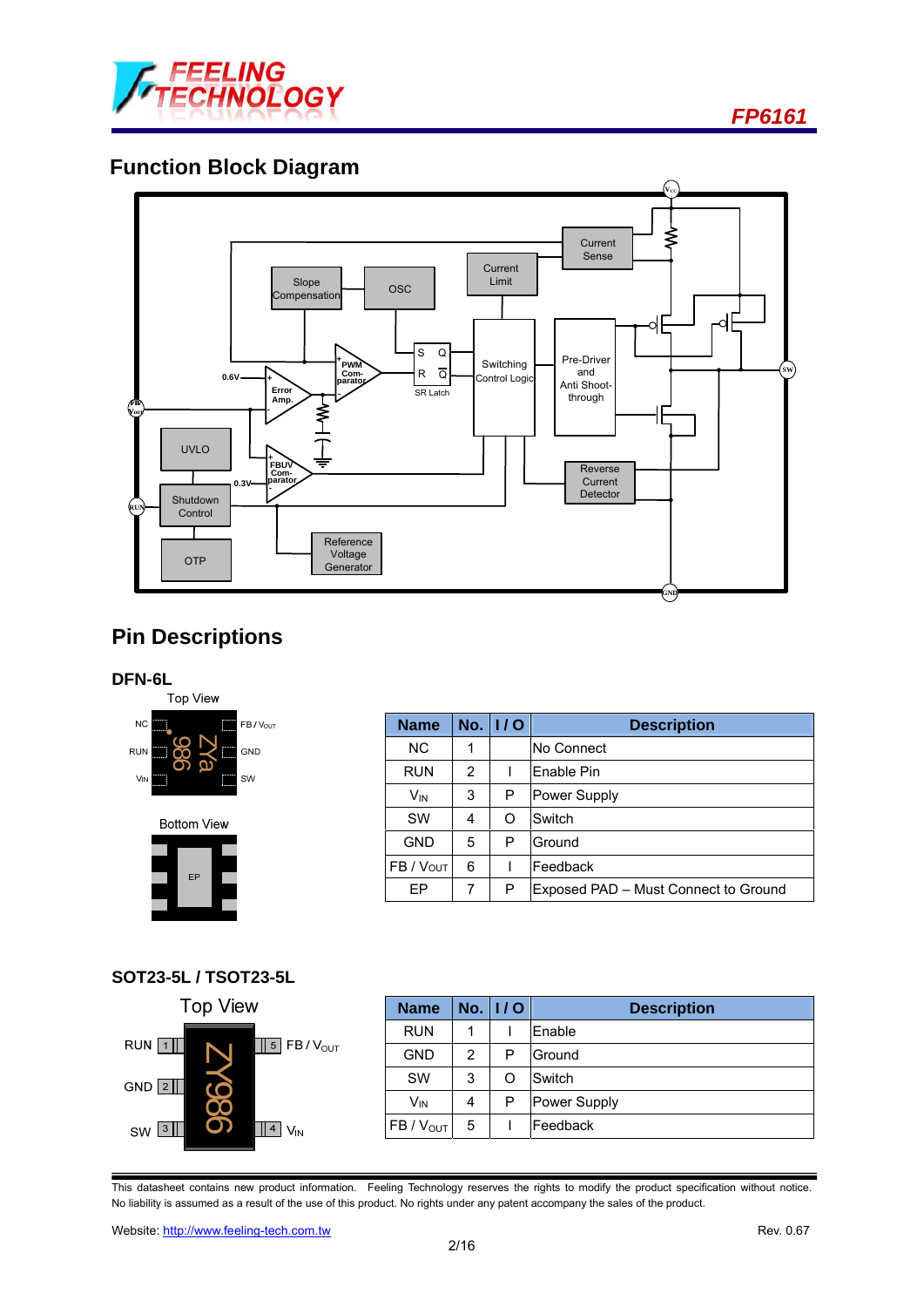## Function Block Diagram

## Pin Descriptions

### DFN-6L

Top View

Bottom View

| Name | No. | I / O | Description |
|---|---|---|---|
| NC | 1 | | No Connect |
| RUN | 2 | I | Enable Pin |
| $V_{IN}$ | 3 | P | Power Supply |
| SW | 4 | O | Switch |
| GND | 5 | P | Ground |
| FB / $V_{OUT}$ | 6 | I | Feedback |
| EP | 7 | P | Exposed PAD – Must Connect to Ground |

### SOT23-5L / TSOT23-5L

Top View

| Name | No. | I / O | Description |
|---|---|---|---|
| RUN | 1 | I | Enable |
| GND | 2 | P | Ground |
| SW | 3 | O | Switch |
| $V_{IN}$ | 4 | P | Power Supply |
| FB / $V_{OUT}$ | 5 | I | Feedback |

This datasheet contains new product information. Feeling Technology reserves the rights to modify the product specification without notice. No liability is assumed as a result of the use of this product. No rights under any patent accompany the sales of the product.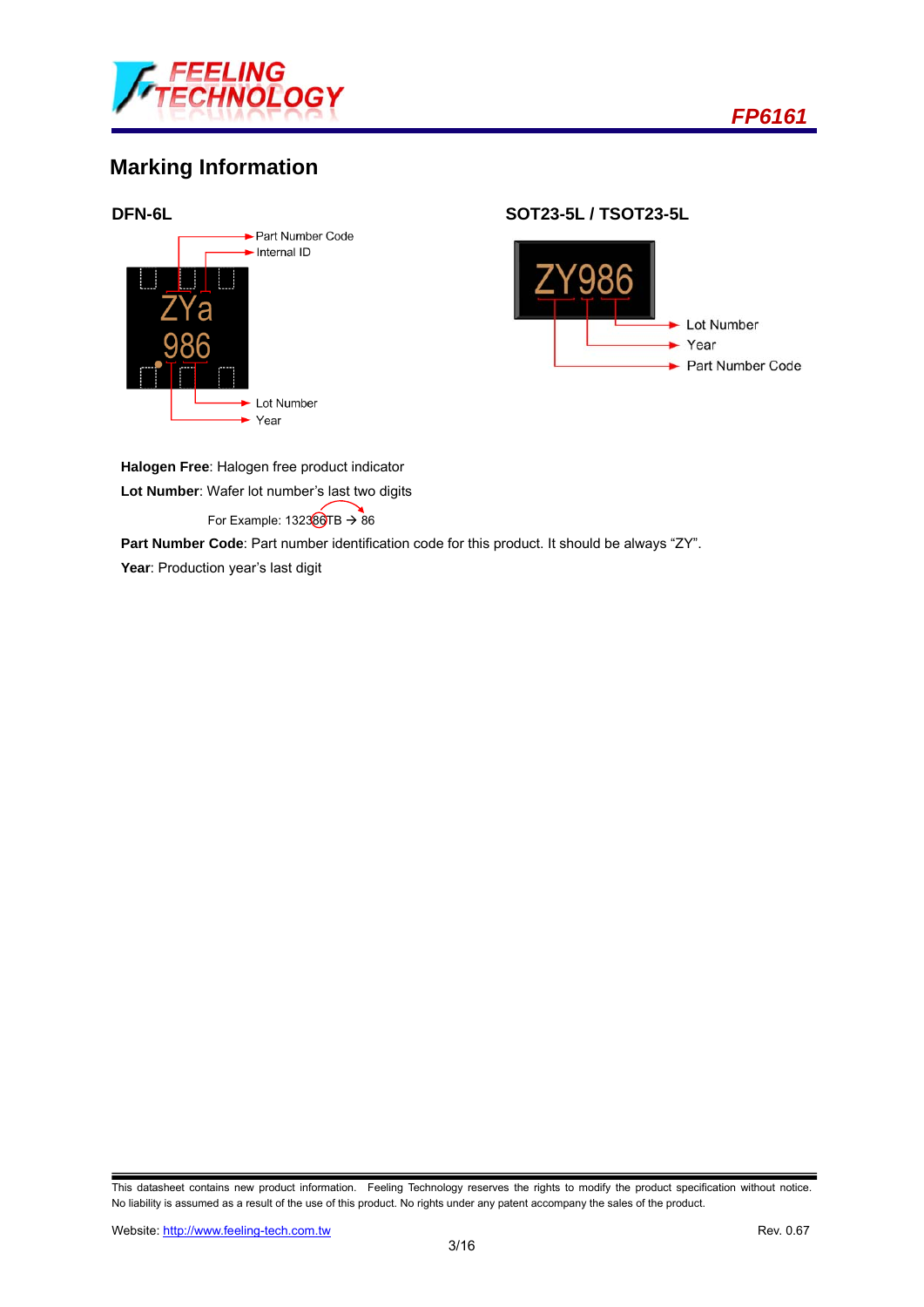## Marking Information

### DFN-6L

Part Number Code
Internal ID

ZYa
986

Lot Number
Year

### SOT23-5L / TSOT23-5L

ZY986

Lot Number
Year
Part Number Code

**Halogen Free**: Halogen free product indicator

**Lot Number**: Wafer lot number's last two digits

For Example: 13238 6TB → 86

**Part Number Code**: Part number identification code for this product. It should be always "ZY".

**Year**: Production year's last digit

This datasheet contains new product information. Feeling Technology reserves the rights to modify the product specification without notice. No liability is assumed as a result of the use of this product. No rights under any patent accompany the sales of the product.

Website: http://www.feeling-tech.com.tw Rev. 0.67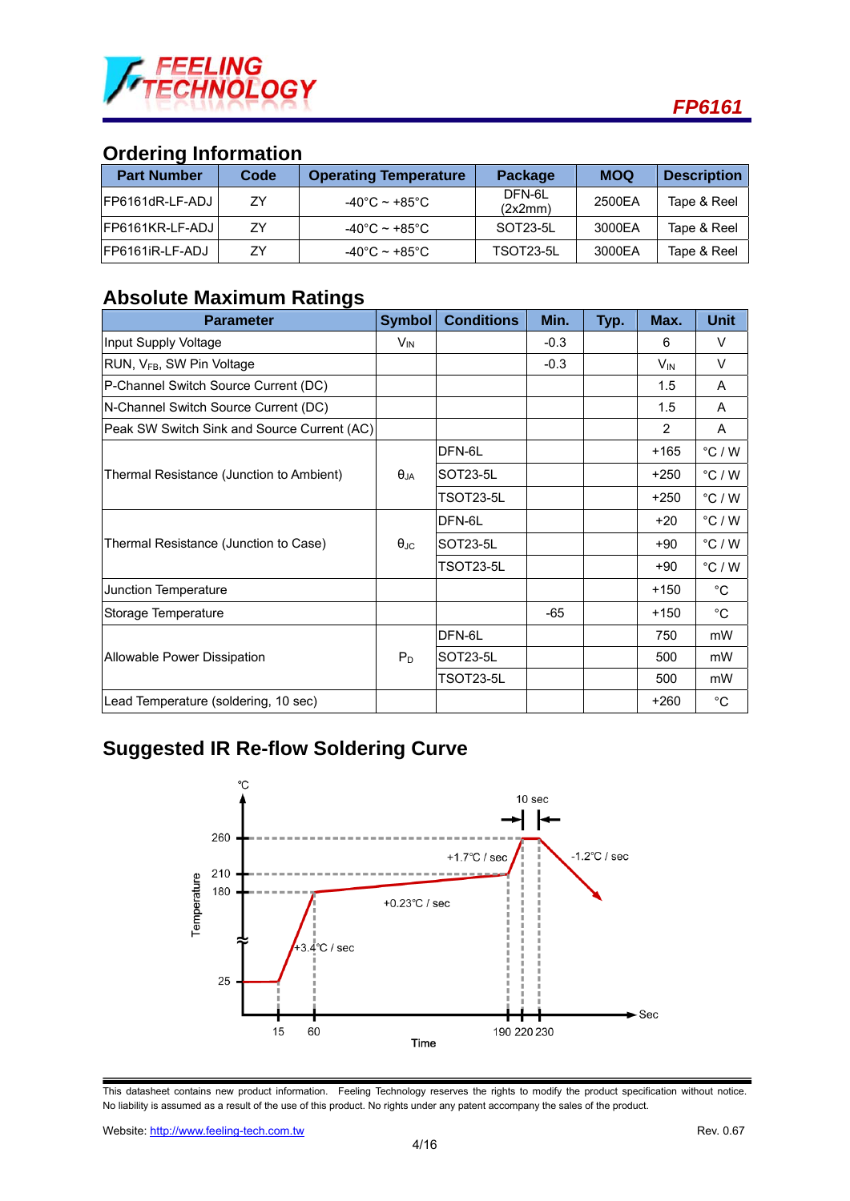## Ordering Information

| Part Number | Code | Operating Temperature | Package | MOQ | Description |
|---|---|---|---|---|---|
| FP6161dR-LF-ADJ | ZY | -40°C ~ +85°C | DFN-6L (2x2mm) | 2500EA | Tape & Reel |
| FP6161KR-LF-ADJ | ZY | -40°C ~ +85°C | SOT23-5L | 3000EA | Tape & Reel |
| FP6161iR-LF-ADJ | ZY | -40°C ~ +85°C | TSOT23-5L | 3000EA | Tape & Reel |

## Absolute Maximum Ratings

| Parameter | Symbol | Conditions | Min. | Typ. | Max. | Unit |
|---|---|---|---|---|---|---|
| Input Supply Voltage | $V_{IN}$ | | -0.3 | | 6 | V |
| RUN, $V_{FB}$, SW Pin Voltage | | | -0.3 | | $V_{IN}$ | V |
| P-Channel Switch Source Current (DC) | | | | | 1.5 | A |
| N-Channel Switch Source Current (DC) | | | | | 1.5 | A |
| Peak SW Switch Sink and Source Current (AC) | | | | | 2 | A |
| Thermal Resistance (Junction to Ambient) | $θ_{JA}$ | DFN-6L | | | +165 | °C / W |
| | | SOT23-5L | | | +250 | °C / W |
| | | TSOT23-5L | | | +250 | °C / W |
| Thermal Resistance (Junction to Case) | $θ_{JC}$ | DFN-6L | | | +20 | °C / W |
| | | SOT23-5L | | | +90 | °C / W |
| | | TSOT23-5L | | | +90 | °C / W |
| Junction Temperature | | | | | +150 | °C |
| Storage Temperature | | | -65 | | +150 | °C |
| Allowable Power Dissipation | $P_D$ | DFN-6L | | | 750 | mW |
| | | SOT23-5L | | | 500 | mW |
| | | TSOT23-5L | | | 500 | mW |
| Lead Temperature (soldering, 10 sec) | | | | | +260 | °C |

## Suggested IR Re-flow Soldering Curve

(Temperature (°C) vs. Time (Sec): 25 → 180 at +3.4°C / sec (15 to 60 sec); 180 → 210 at +0.23°C / sec (60 to 190 sec); 210 → 260 at +1.7°C / sec (190 to 220 sec); 260 held for 10 sec (220 to 230 sec); then -1.2°C / sec.)

This datasheet contains new product information. Feeling Technology reserves the rights to modify the product specification without notice. No liability is assumed as a result of the use of this product. No rights under any patent accompany the sales of the product.

Website: http://www.feeling-tech.com.tw

Rev. 0.67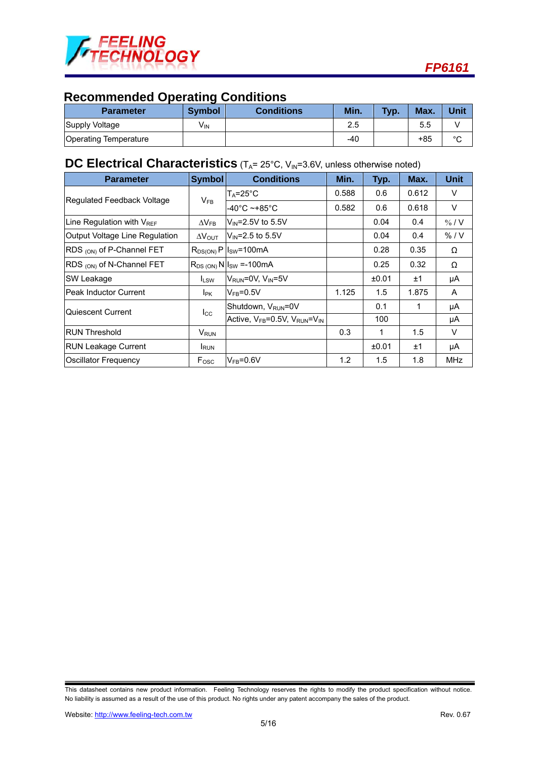## Recommended Operating Conditions

| Parameter | Symbol | Conditions | Min. | Typ. | Max. | Unit |
|---|---|---|---|---|---|---|
| Supply Voltage | $V_{IN}$ | | 2.5 | | 5.5 | V |
| Operating Temperature | | | -40 | | +85 | °C |

## DC Electrical Characteristics ($T_A$= 25°C, $V_{IN}$=3.6V, unless otherwise noted)

| Parameter | Symbol | Conditions | Min. | Typ. | Max. | Unit |
|---|---|---|---|---|---|---|
| Regulated Feedback Voltage | $V_{FB}$ | $T_A$=25°C | 0.588 | 0.6 | 0.612 | V |
| | | -40°C ~+85°C | 0.582 | 0.6 | 0.618 | V |
| Line Regulation with $V_{REF}$ | $\Delta V_{FB}$ | $V_{IN}$=2.5V to 5.5V | | 0.04 | 0.4 | % / V |
| Output Voltage Line Regulation | $\Delta V_{OUT}$ | $V_{IN}$=2.5 to 5.5V | | 0.04 | 0.4 | % / V |
| RDS $_{(ON)}$ of P-Channel FET | $R_{DS(ON)}$ P | $I_{SW}$=100mA | | 0.28 | 0.35 | Ω |
| RDS $_{(ON)}$ of N-Channel FET | $R_{DS\ (ON)}$ N | $I_{SW}$ =-100mA | | 0.25 | 0.32 | Ω |
| SW Leakage | $I_{LSW}$ | $V_{RUN}$=0V, $V_{IN}$=5V | | ±0.01 | ±1 | μA |
| Peak Inductor Current | $I_{PK}$ | $V_{FB}$=0.5V | 1.125 | 1.5 | 1.875 | A |
| Quiescent Current | $I_{CC}$ | Shutdown, $V_{RUN}$=0V | | 0.1 | 1 | μA |
| | | Active, $V_{FB}$=0.5V, $V_{RUN}$=$V_{IN}$ | | 100 | | μA |
| RUN Threshold | $V_{RUN}$ | | 0.3 | 1 | 1.5 | V |
| RUN Leakage Current | $I_{RUN}$ | | | ±0.01 | ±1 | μA |
| Oscillator Frequency | $F_{OSC}$ | $V_{FB}$=0.6V | 1.2 | 1.5 | 1.8 | MHz |

This datasheet contains new product information. Feeling Technology reserves the rights to modify the product specification without notice. No liability is assumed as a result of the use of this product. No rights under any patent accompany the sales of the product.

Website: http://www.feeling-tech.com.tw Rev. 0.67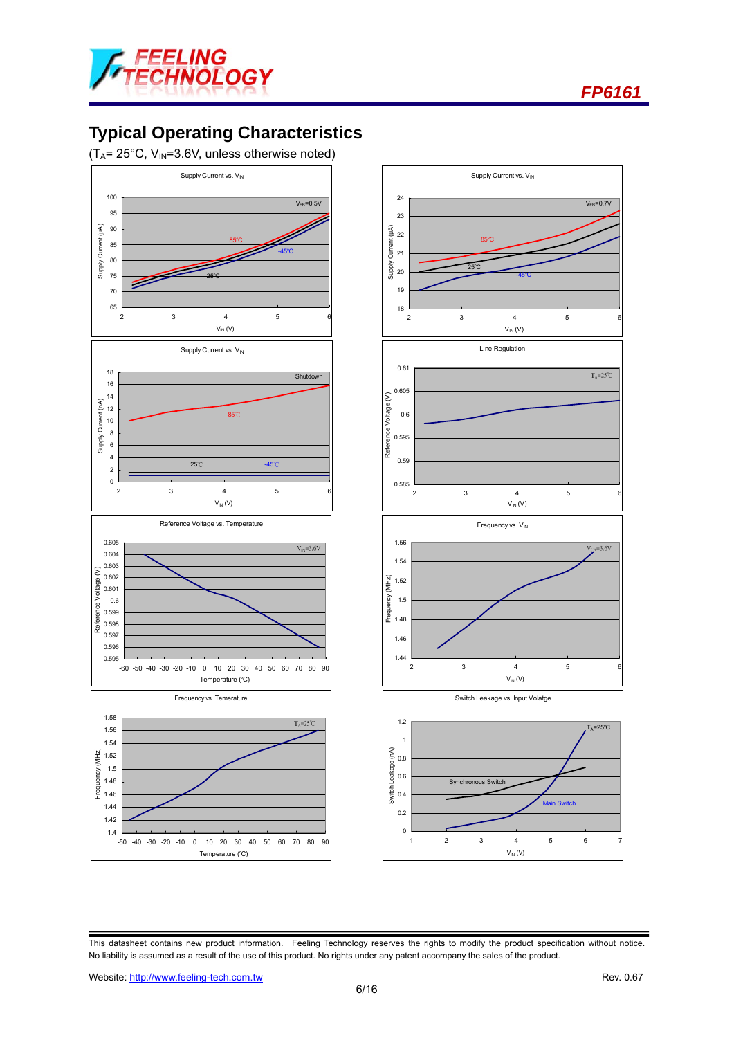## Typical Operating Characteristics

($T_A$= 25°C, $V_{IN}$=3.6V, unless otherwise noted)

Supply Current vs. $V_{IN}$

Supply Current vs. $V_{IN}$

Supply Current vs. $V_{IN}$

Line Regulation

Reference Voltage vs. Temperature

Frequency vs. $V_{IN}$

Frequency vs. Temerature

Switch Leakage vs. Input Volatge

This datasheet contains new product information. Feeling Technology reserves the rights to modify the product specification without notice. No liability is assumed as a result of the use of this product. No rights under any patent accompany the sales of the product.

Website: http://www.feeling-tech.com.tw Rev. 0.67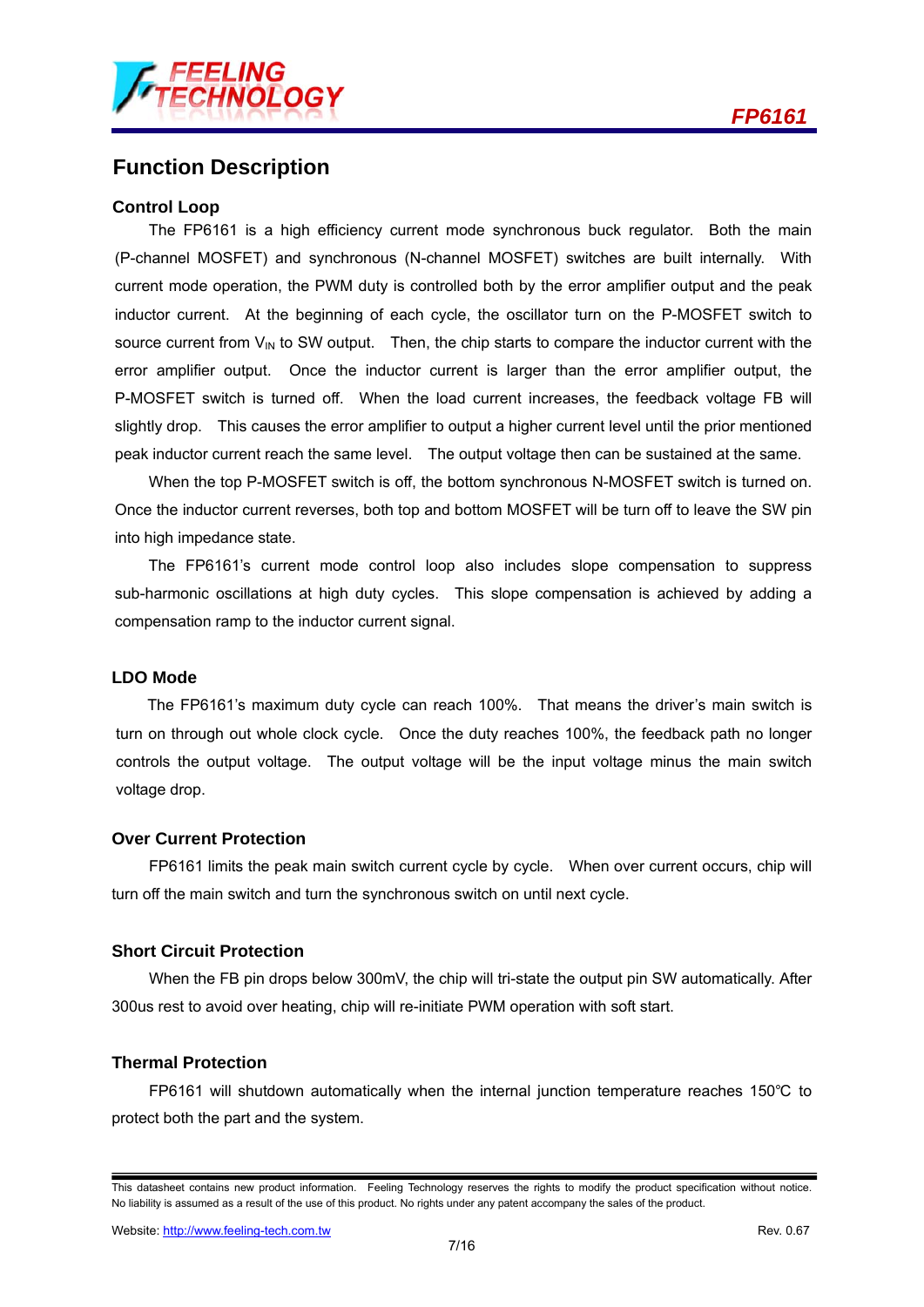## Function Description

### Control Loop

The FP6161 is a high efficiency current mode synchronous buck regulator. Both the main (P-channel MOSFET) and synchronous (N-channel MOSFET) switches are built internally. With current mode operation, the PWM duty is controlled both by the error amplifier output and the peak inductor current. At the beginning of each cycle, the oscillator turn on the P-MOSFET switch to source current from $V_{IN}$ to SW output. Then, the chip starts to compare the inductor current with the error amplifier output. Once the inductor current is larger than the error amplifier output, the P-MOSFET switch is turned off. When the load current increases, the feedback voltage FB will slightly drop. This causes the error amplifier to output a higher current level until the prior mentioned peak inductor current reach the same level. The output voltage then can be sustained at the same.

When the top P-MOSFET switch is off, the bottom synchronous N-MOSFET switch is turned on. Once the inductor current reverses, both top and bottom MOSFET will be turn off to leave the SW pin into high impedance state.

The FP6161's current mode control loop also includes slope compensation to suppress sub-harmonic oscillations at high duty cycles. This slope compensation is achieved by adding a compensation ramp to the inductor current signal.

### LDO Mode

The FP6161's maximum duty cycle can reach 100%. That means the driver's main switch is turn on through out whole clock cycle. Once the duty reaches 100%, the feedback path no longer controls the output voltage. The output voltage will be the input voltage minus the main switch voltage drop.

### Over Current Protection

FP6161 limits the peak main switch current cycle by cycle. When over current occurs, chip will turn off the main switch and turn the synchronous switch on until next cycle.

### Short Circuit Protection

When the FB pin drops below 300mV, the chip will tri-state the output pin SW automatically. After 300us rest to avoid over heating, chip will re-initiate PWM operation with soft start.

### Thermal Protection

FP6161 will shutdown automatically when the internal junction temperature reaches 150℃ to protect both the part and the system.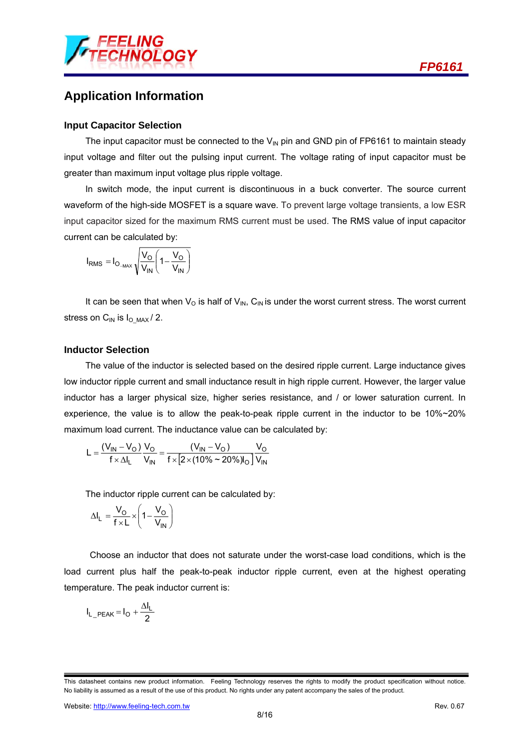## Application Information

### Input Capacitor Selection

The input capacitor must be connected to the $V_{IN}$ pin and GND pin of FP6161 to maintain steady input voltage and filter out the pulsing input current. The voltage rating of input capacitor must be greater than maximum input voltage plus ripple voltage.

In switch mode, the input current is discontinuous in a buck converter. The source current waveform of the high-side MOSFET is a square wave. To prevent large voltage transients, a low ESR input capacitor sized for the maximum RMS current must be used. The RMS value of input capacitor current can be calculated by:

$$I_{RMS} = I_{O\_MAX}\sqrt{\frac{V_O}{V_{IN}}\left(1-\frac{V_O}{V_{IN}}\right)}$$

It can be seen that when $V_O$ is half of $V_{IN}$, $C_{IN}$ is under the worst current stress. The worst current stress on $C_{IN}$ is $I_{O\_MAX} / 2$.

### Inductor Selection

The value of the inductor is selected based on the desired ripple current. Large inductance gives low inductor ripple current and small inductance result in high ripple current. However, the larger value inductor has a larger physical size, higher series resistance, and / or lower saturation current. In experience, the value is to allow the peak-to-peak ripple current in the inductor to be 10%~20% maximum load current. The inductance value can be calculated by:

$$L = \frac{(V_{IN}-V_O)}{f\times\Delta I_L}\frac{V_O}{V_{IN}} = \frac{(V_{IN}-V_O)}{f\times\left[2\times(10\%\sim20\%)I_O\right]}\frac{V_O}{V_{IN}}$$

The inductor ripple current can be calculated by:

$$\Delta I_L = \frac{V_O}{f\times L}\times\left(1-\frac{V_O}{V_{IN}}\right)$$

Choose an inductor that does not saturate under the worst-case load conditions, which is the load current plus half the peak-to-peak inductor ripple current, even at the highest operating temperature. The peak inductor current is:

$$I_{L\_PEAK} = I_O + \frac{\Delta I_L}{2}$$

This datasheet contains new product information. Feeling Technology reserves the rights to modify the product specification without notice. No liability is assumed as a result of the use of this product. No rights under any patent accompany the sales of the product.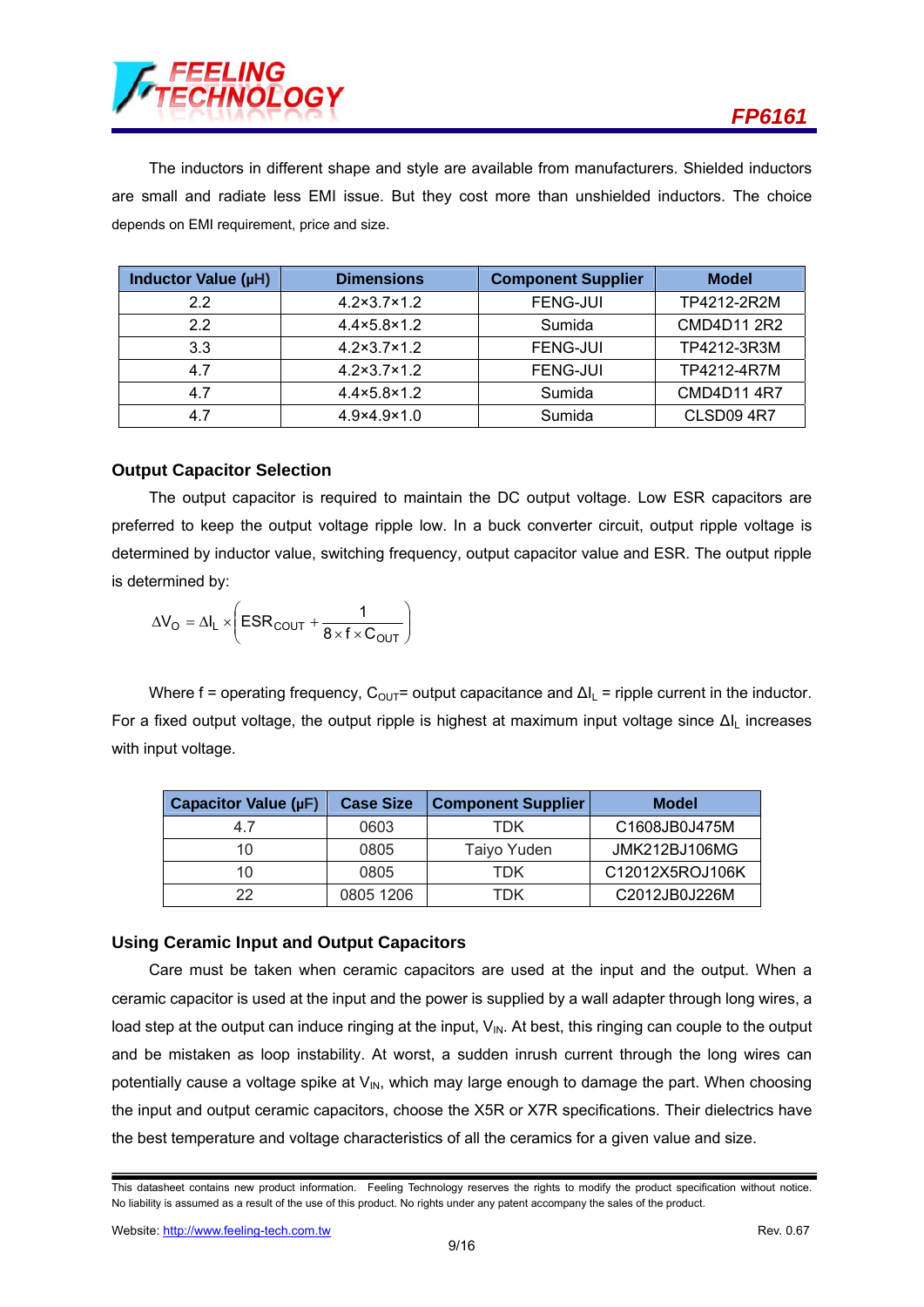The inductors in different shape and style are available from manufacturers. Shielded inductors are small and radiate less EMI issue. But they cost more than unshielded inductors. The choice depends on EMI requirement, price and size.

| Inductor Value (μH) | Dimensions | Component Supplier | Model |
|---|---|---|---|
| 2.2 | 4.2×3.7×1.2 | FENG-JUI | TP4212-2R2M |
| 2.2 | 4.4×5.8×1.2 | Sumida | CMD4D11 2R2 |
| 3.3 | 4.2×3.7×1.2 | FENG-JUI | TP4212-3R3M |
| 4.7 | 4.2×3.7×1.2 | FENG-JUI | TP4212-4R7M |
| 4.7 | 4.4×5.8×1.2 | Sumida | CMD4D11 4R7 |
| 4.7 | 4.9×4.9×1.0 | Sumida | CLSD09 4R7 |

### Output Capacitor Selection

The output capacitor is required to maintain the DC output voltage. Low ESR capacitors are preferred to keep the output voltage ripple low. In a buck converter circuit, output ripple voltage is determined by inductor value, switching frequency, output capacitor value and ESR. The output ripple is determined by:

$$\Delta V_O = \Delta I_L \times \left( ESR_{COUT} + \frac{1}{8 \times f \times C_{OUT}} \right)$$

Where f = operating frequency, $C_{OUT}$= output capacitance and $\Delta I_L$ = ripple current in the inductor. For a fixed output voltage, the output ripple is highest at maximum input voltage since $\Delta I_L$ increases with input voltage.

| Capacitor Value (μF) | Case Size | Component Supplier | Model |
|---|---|---|---|
| 4.7 | 0603 | TDK | C1608JB0J475M |
| 10 | 0805 | Taiyo Yuden | JMK212BJ106MG |
| 10 | 0805 | TDK | C12012X5ROJ106K |
| 22 | 0805 1206 | TDK | C2012JB0J226M |

### Using Ceramic Input and Output Capacitors

Care must be taken when ceramic capacitors are used at the input and the output. When a ceramic capacitor is used at the input and the power is supplied by a wall adapter through long wires, a load step at the output can induce ringing at the input, $V_{IN}$. At best, this ringing can couple to the output and be mistaken as loop instability. At worst, a sudden inrush current through the long wires can potentially cause a voltage spike at $V_{IN}$, which may large enough to damage the part. When choosing the input and output ceramic capacitors, choose the X5R or X7R specifications. Their dielectrics have the best temperature and voltage characteristics of all the ceramics for a given value and size.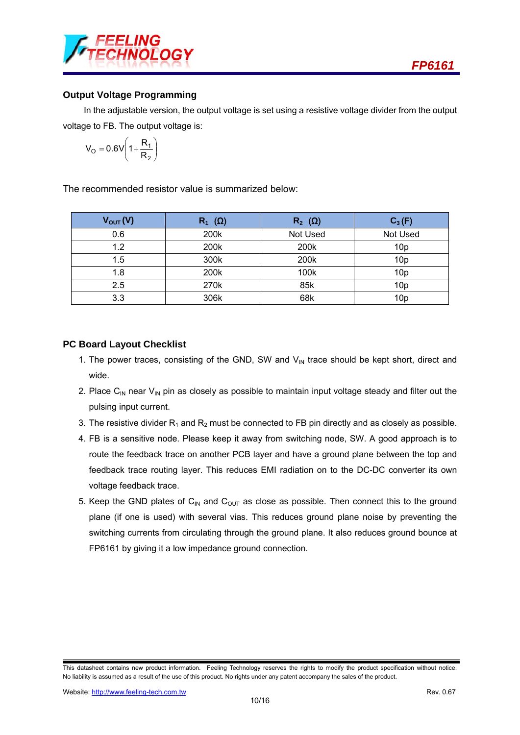## Output Voltage Programming

In the adjustable version, the output voltage is set using a resistive voltage divider from the output voltage to FB. The output voltage is:

$$V_O = 0.6V\left(1 + \frac{R_1}{R_2}\right)$$

The recommended resistor value is summarized below:

| $V_{OUT}$ (V) | $R_1$ (Ω) | $R_2$ (Ω) | $C_3$ (F) |
|---|---|---|---|
| 0.6 | 200k | Not Used | Not Used |
| 1.2 | 200k | 200k | 10p |
| 1.5 | 300k | 200k | 10p |
| 1.8 | 200k | 100k | 10p |
| 2.5 | 270k | 85k | 10p |
| 3.3 | 306k | 68k | 10p |

## PC Board Layout Checklist

1. The power traces, consisting of the GND, SW and $V_{IN}$ trace should be kept short, direct and wide.
2. Place $C_{IN}$ near $V_{IN}$ pin as closely as possible to maintain input voltage steady and filter out the pulsing input current.
3. The resistive divider $R_1$ and $R_2$ must be connected to FB pin directly and as closely as possible.
4. FB is a sensitive node. Please keep it away from switching node, SW. A good approach is to route the feedback trace on another PCB layer and have a ground plane between the top and feedback trace routing layer. This reduces EMI radiation on to the DC-DC converter its own voltage feedback trace.
5. Keep the GND plates of $C_{IN}$ and $C_{OUT}$ as close as possible. Then connect this to the ground plane (if one is used) with several vias. This reduces ground plane noise by preventing the switching currents from circulating through the ground plane. It also reduces ground bounce at FP6161 by giving it a low impedance ground connection.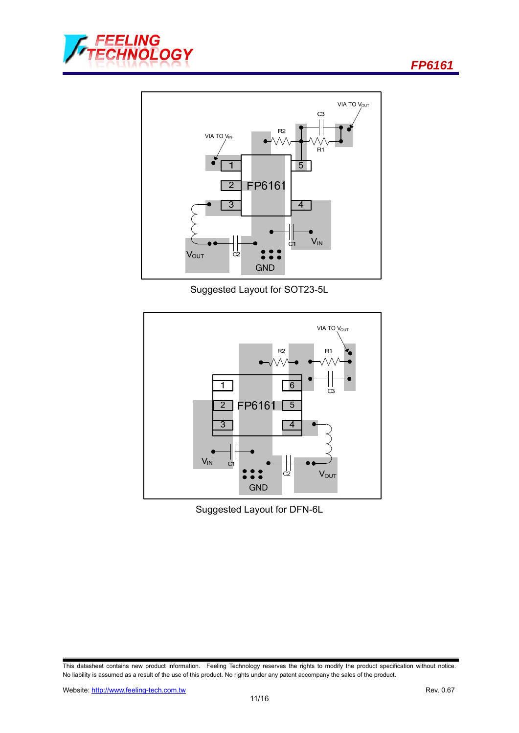Suggested Layout for SOT23-5L

Suggested Layout for DFN-6L

This datasheet contains new product information. Feeling Technology reserves the rights to modify the product specification without notice. No liability is assumed as a result of the use of this product. No rights under any patent accompany the sales of the product.

Website: http://www.feeling-tech.com.tw Rev. 0.67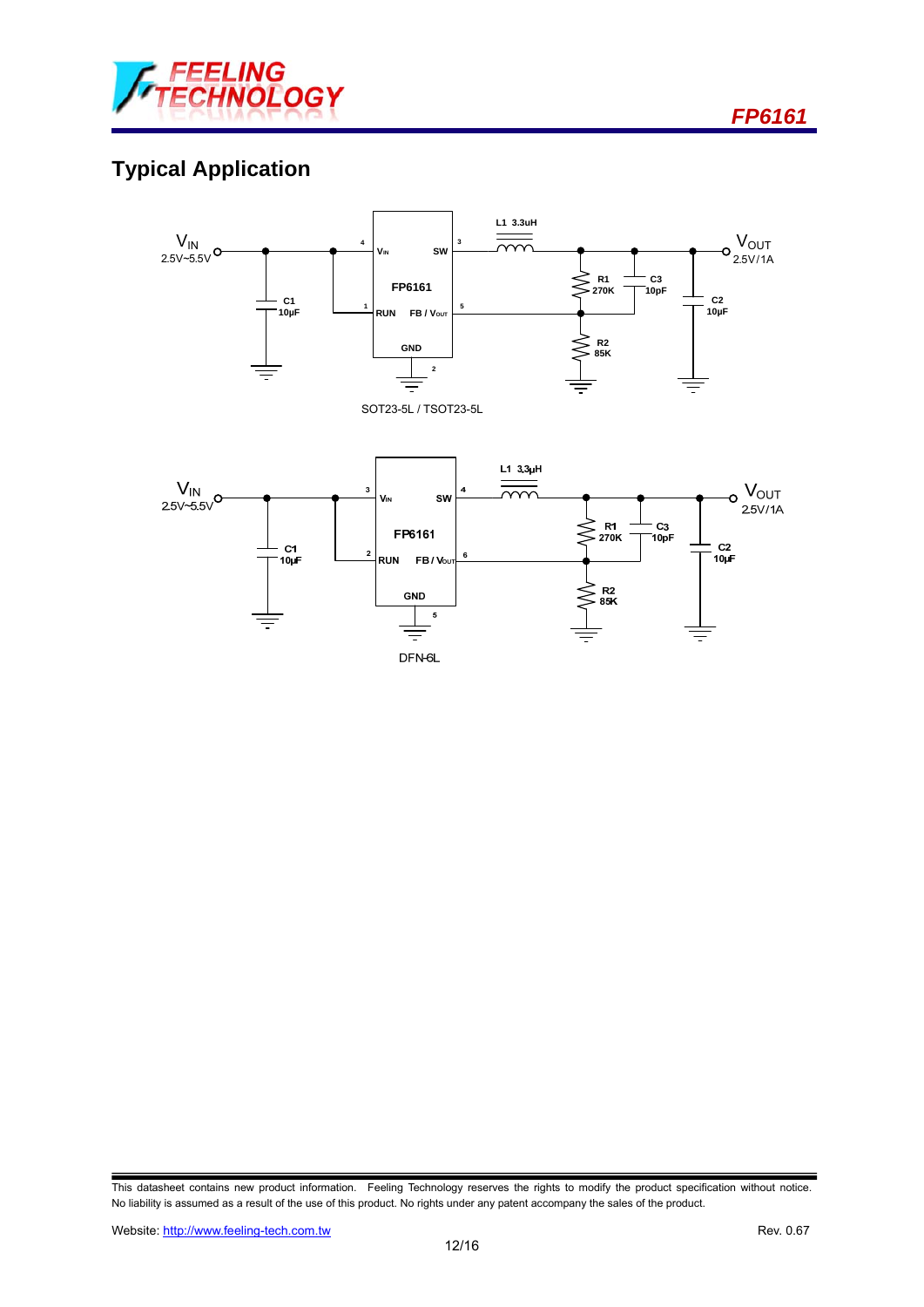## Typical Application

$V_{IN}$ 2.5V~5.5V

L1 3.3uH

FP6161

$V_{IN}$ SW RUN FB / $V_{OUT}$ GND

C1 10µF

R1 270K

C3 10pF

R2 85K

C2 10µF

$V_{OUT}$ 2.5V/1A

SOT23-5L / TSOT23-5L

$V_{IN}$ 2.5V~5.5V

L1 3.3µH

FP6161

$V_{IN}$ SW RUN FB / $V_{OUT}$ GND

C1 10µF

R1 270K

C3 10pF

R2 85K

C2 10µF

$V_{OUT}$ 2.5V/1A

DFN-6L

This datasheet contains new product information. Feeling Technology reserves the rights to modify the product specification without notice. No liability is assumed as a result of the use of this product. No rights under any patent accompany the sales of the product.

Website: http://www.feeling-tech.com.tw Rev. 0.67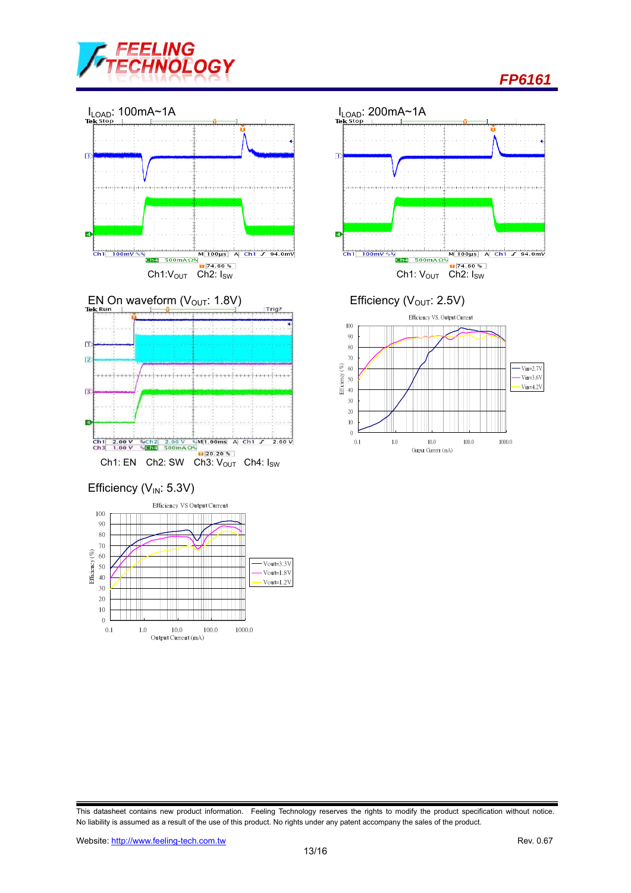$I_{LOAD}$: 100mA~1A

Ch1:$V_{OUT}$ Ch2: $I_{SW}$

$I_{LOAD}$: 200mA~1A

Ch1: $V_{OUT}$ Ch2: $I_{SW}$

EN On waveform ($V_{OUT}$: 1.8V)

Ch1: EN Ch2: SW Ch3: $V_{OUT}$ Ch4: $I_{SW}$

Efficiency ($V_{OUT}$: 2.5V)

Efficiency ($V_{IN}$: 5.3V)

This datasheet contains new product information. Feeling Technology reserves the rights to modify the product specification without notice. No liability is assumed as a result of the use of this product. No rights under any patent accompany the sales of the product.

Website: http://www.feeling-tech.com.tw Rev. 0.67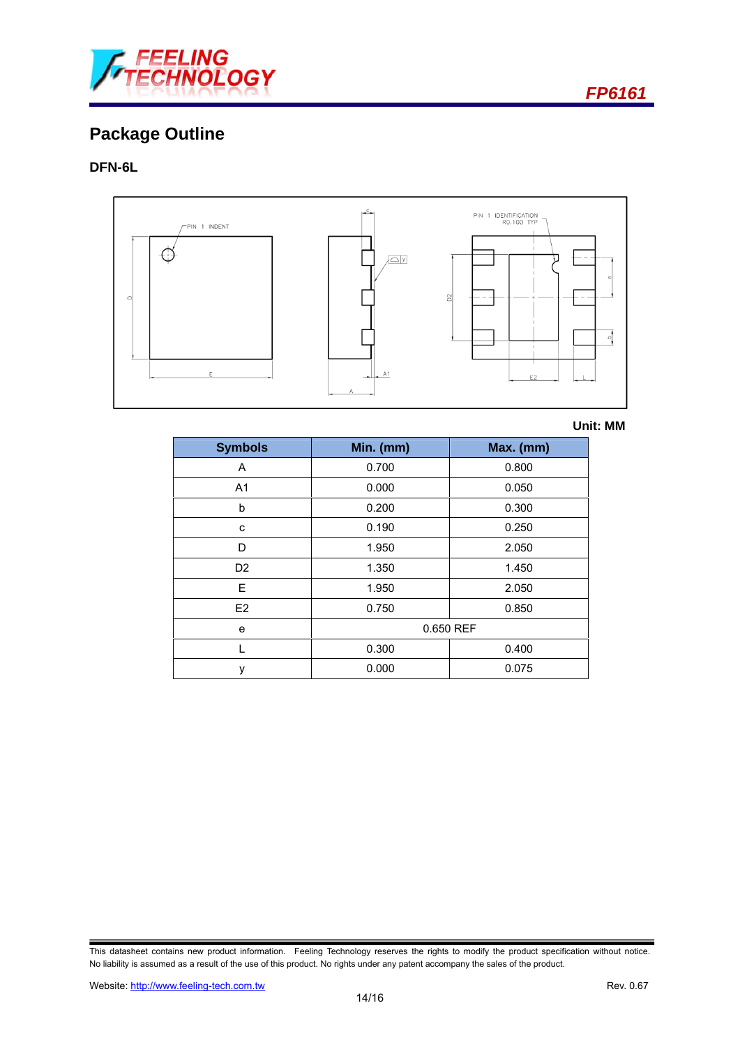## Package Outline

### DFN-6L

Unit: MM

| Symbols | Min. (mm) | Max. (mm) |
|---|---|---|
| A | 0.700 | 0.800 |
| A1 | 0.000 | 0.050 |
| b | 0.200 | 0.300 |
| c | 0.190 | 0.250 |
| D | 1.950 | 2.050 |
| D2 | 1.350 | 1.450 |
| E | 1.950 | 2.050 |
| E2 | 0.750 | 0.850 |
| e | 0.650 REF | |
| L | 0.300 | 0.400 |
| y | 0.000 | 0.075 |

This datasheet contains new product information. Feeling Technology reserves the rights to modify the product specification without notice. No liability is assumed as a result of the use of this product. No rights under any patent accompany the sales of the product.

Website: http://www.feeling-tech.com.tw

Rev. 0.67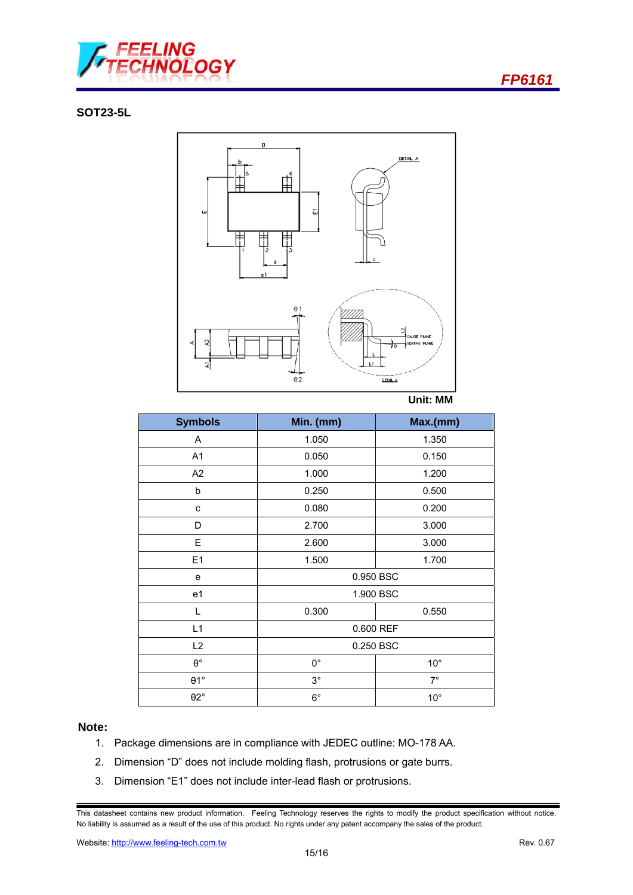## SOT23-5L

Unit: MM

| Symbols | Min. (mm) | Max.(mm) |
|---|---|---|
| A | 1.050 | 1.350 |
| A1 | 0.050 | 0.150 |
| A2 | 1.000 | 1.200 |
| b | 0.250 | 0.500 |
| c | 0.080 | 0.200 |
| D | 2.700 | 3.000 |
| E | 2.600 | 3.000 |
| E1 | 1.500 | 1.700 |
| e | 0.950 BSC | |
| e1 | 1.900 BSC | |
| L | 0.300 | 0.550 |
| L1 | 0.600 REF | |
| L2 | 0.250 BSC | |
| θ° | 0° | 10° |
| θ1° | 3° | 7° |
| θ2° | 6° | 10° |

**Note:**

1. Package dimensions are in compliance with JEDEC outline: MO-178 AA.
2. Dimension "D" does not include molding flash, protrusions or gate burrs.
3. Dimension "E1" does not include inter-lead flash or protrusions.

This datasheet contains new product information. Feeling Technology reserves the rights to modify the product specification without notice. No liability is assumed as a result of the use of this product. No rights under any patent accompany the sales of the product.

Website: http://www.feeling-tech.com.tw Rev. 0.67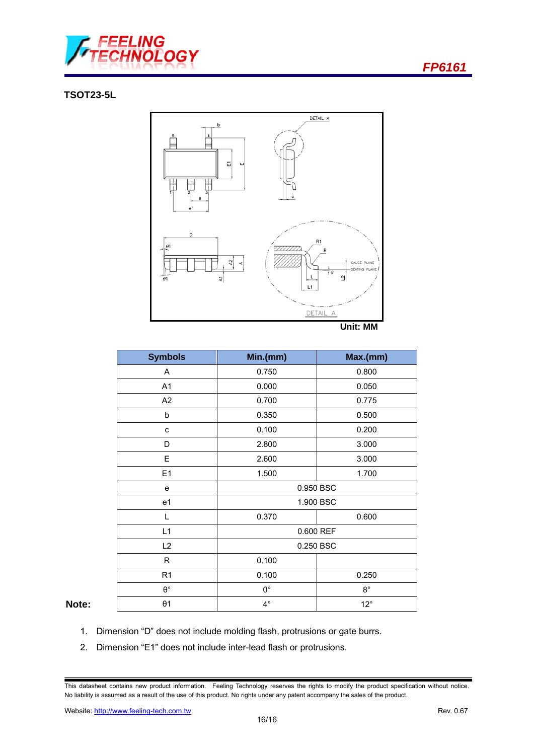## TSOT23-5L

DETAIL A

b

E1

E

c

e

e1

D

θ1

A2

A

A1

R1

R

GAUGE PLANE

SEATING PLANE

θ

L

L1

L2

Unit: MM

| Symbols | Min.(mm) | Max.(mm) |
|---|---|---|
| A | 0.750 | 0.800 |
| A1 | 0.000 | 0.050 |
| A2 | 0.700 | 0.775 |
| b | 0.350 | 0.500 |
| c | 0.100 | 0.200 |
| D | 2.800 | 3.000 |
| E | 2.600 | 3.000 |
| E1 | 1.500 | 1.700 |
| e | 0.950 BSC | |
| e1 | 1.900 BSC | |
| L | 0.370 | 0.600 |
| L1 | 0.600 REF | |
| L2 | 0.250 BSC | |
| R | 0.100 | |
| R1 | 0.100 | 0.250 |
| θ° | 0° | 8° |
| θ1 | 4° | 12° |

**Note:**

1. Dimension "D" does not include molding flash, protrusions or gate burrs.
2. Dimension "E1" does not include inter-lead flash or protrusions.